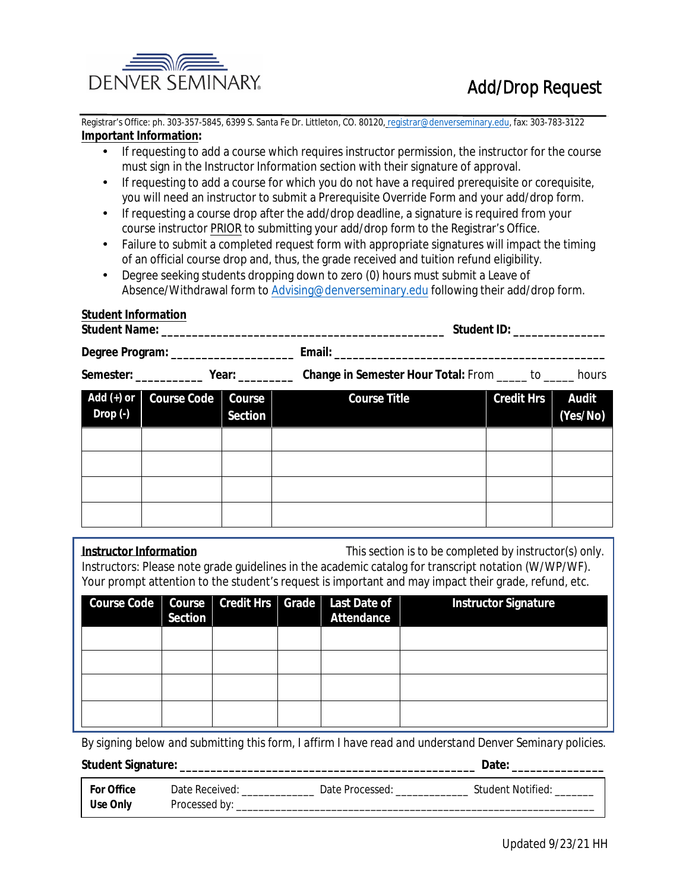DENVER SEMINARY

# Add/Drop Request

Registrar's Office: ph. 303-357-5845, 6399 S. Santa Fe Dr. Littleton, CO. 80120, registrar@denverseminary.edu, fax: 303-783-3122

**Important Information:**

- If requesting to add a course which requires instructor permission, the instructor for the course must sign in the Instructor Information section with their signature of approval.
- If requesting to add a course for which you do not have a required prerequisite or corequisite, you will need an instructor to submit a Prerequisite Override Form and your add/drop form.
- If requesting a course drop after the add/drop deadline, a signature is required from your course instructor PRIOR to submitting your add/drop form to the Registrar's Office.
- Failure to submit a completed request form with appropriate signatures will impact the timing of an official course drop and, thus, the grade received and tuition refund eligibility.
- Degree seeking students dropping down to zero (0) hours must submit a Leave of Absence/Withdrawal form to Advising@denverseminary.edu following their add/drop form.

**Student Information**

**Student Name:** ____________________________________________ **Student ID:** ______________

**Degree Program:** ___________________ **Email:** __________________________________________

**Semester:** ___________ **Year:** _________ **Change in Semester Hour Total:** From _____ to _____ hours

| Add (+) or Drop (-) | Course Code | Course Section | Course Title | Credit Hrs | Audit (Yes/No) |
|---|---|---|---|---|---|
| | | | | | |
| | | | | | |
| | | | | | |
| | | | | | |

**Instructor Information** This section is to be completed by instructor(s) only.

Instructors: Please note grade guidelines in the academic catalog for transcript notation (W/WP/WF). Your prompt attention to the student's request is important and may impact their grade, refund, etc.

| Course Code | Course Section | Credit Hrs | Grade | Last Date of Attendance | Instructor Signature |
|---|---|---|---|---|---|
| | | | | | |
| | | | | | |
| | | | | | |
| | | | | | |

*By signing below and submitting this form, I affirm I have read and understand Denver Seminary policies.*

**Student Signature:** _______________________________________________ **Date:** _______________

| **For Office Use Only** | Date Received: ____________ Date Processed: ____________ Student Notified: _______ Processed by: ______________________________________________ |
|---|---|

Updated 9/23/21 HH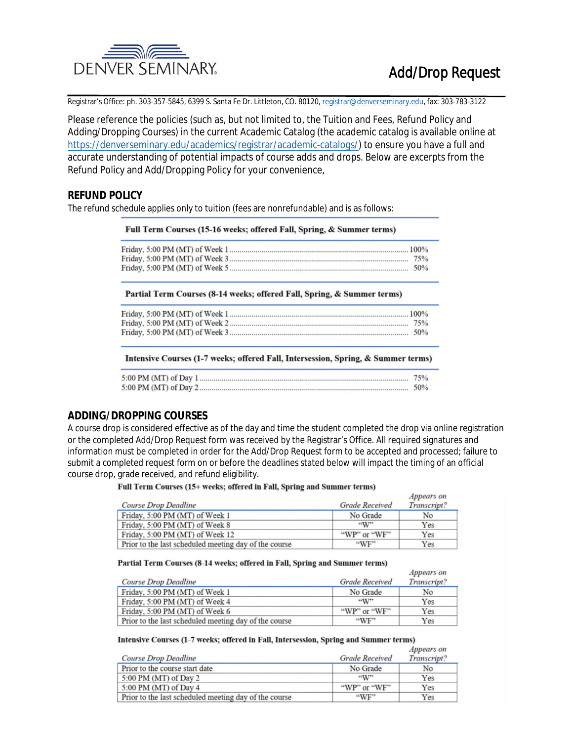DENVER SEMINARY

# Add/Drop Request

Registrar's Office: ph. 303-357-5845, 6399 S. Santa Fe Dr. Littleton, CO. 80120, registrar@denverseminary.edu, fax: 303-783-3122

Please reference the policies (such as, but not limited to, the Tuition and Fees, Refund Policy and Adding/Dropping Courses) in the current Academic Catalog (the academic catalog is available online at https://denverseminary.edu/academics/registrar/academic-catalogs/) to ensure you have a full and accurate understanding of potential impacts of course adds and drops. Below are excerpts from the Refund Policy and Add/Dropping Policy for your convenience,

## REFUND POLICY

The refund schedule applies only to tuition (fees are nonrefundable) and is as follows:

**Full Term Courses (15-16 weeks; offered Fall, Spring, & Summer terms)**

| | |
|---|---|
| Friday, 5:00 PM (MT) of Week 1 | 100% |
| Friday, 5:00 PM (MT) of Week 3 | 75% |
| Friday, 5:00 PM (MT) of Week 5 | 50% |

**Partial Term Courses (8-14 weeks; offered Fall, Spring, & Summer terms)**

| | |
|---|---|
| Friday, 5:00 PM (MT) of Week 1 | 100% |
| Friday, 5:00 PM (MT) of Week 2 | 75% |
| Friday, 5:00 PM (MT) of Week 3 | 50% |

**Intensive Courses (1-7 weeks; offered Fall, Intersession, Spring, & Summer terms)**

| | |
|---|---|
| 5:00 PM (MT) of Day 1 | 75% |
| 5:00 PM (MT) of Day 2 | 50% |

## ADDING/DROPPING COURSES

A course drop is considered effective as of the day and time the student completed the drop via online registration or the completed Add/Drop Request form was received by the Registrar's Office. All required signatures and information must be completed in order for the Add/Drop Request form to be accepted and processed; failure to submit a completed request form on or before the deadlines stated below will impact the timing of an official course drop, grade received, and refund eligibility.

**Full Term Courses (15+ weeks; offered in Fall, Spring and Summer terms)**

| *Course Drop Deadline* | *Grade Received* | *Appears on Transcript?* |
|---|---|---|
| Friday, 5:00 PM (MT) of Week 1 | No Grade | No |
| Friday, 5:00 PM (MT) of Week 8 | "W" | Yes |
| Friday, 5:00 PM (MT) of Week 12 | "WP" or "WF" | Yes |
| Prior to the last scheduled meeting day of the course | "WF" | Yes |

**Partial Term Courses (8-14 weeks; offered in Fall, Spring and Summer terms)**

| *Course Drop Deadline* | *Grade Received* | *Appears on Transcript?* |
|---|---|---|
| Friday, 5:00 PM (MT) of Week 1 | No Grade | No |
| Friday, 5:00 PM (MT) of Week 4 | "W" | Yes |
| Friday, 5:00 PM (MT) of Week 6 | "WP" or "WF" | Yes |
| Prior to the last scheduled meeting day of the course | "WF" | Yes |

**Intensive Courses (1-7 weeks; offered in Fall, Intersession, Spring and Summer terms)**

| *Course Drop Deadline* | *Grade Received* | *Appears on Transcript?* |
|---|---|---|
| Prior to the course start date | No Grade | No |
| 5:00 PM (MT) of Day 2 | "W" | Yes |
| 5:00 PM (MT) of Day 4 | "WP" or "WF" | Yes |
| Prior to the last scheduled meeting day of the course | "WF" | Yes |